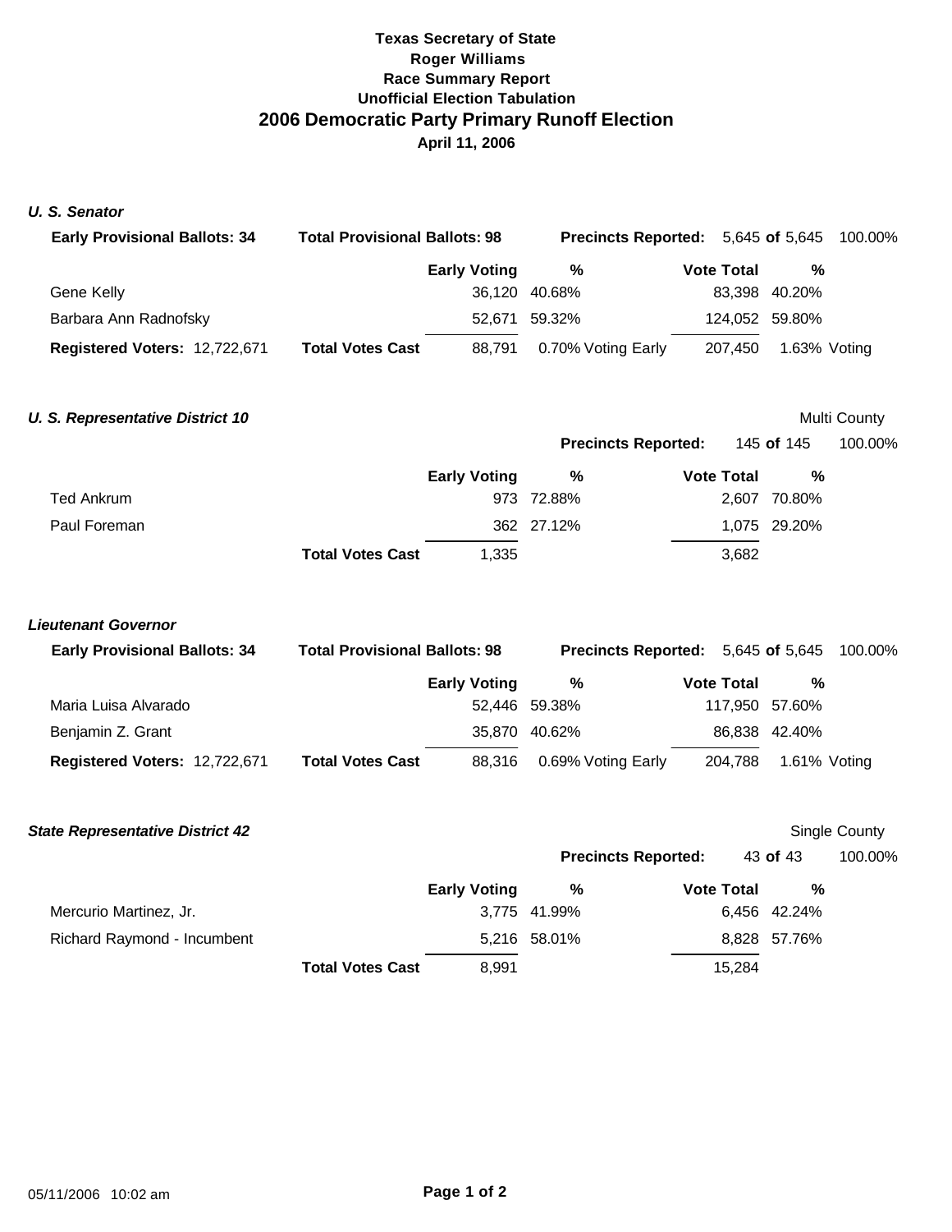**Texas Secretary of State**
**Roger Williams**
**Race Summary Report**
**Unofficial Election Tabulation**

# 2006 Democratic Party Primary Runoff Election

**April 11, 2006**

### *U. S. Senator*

**Early Provisional Ballots:** 34 | **Total Provisional Ballots:** 98 | **Precincts Reported:** 5,645 **of** 5,645 100.00%

| | | Early Voting | % | Vote Total | % |
|---|---|---|---|---|---|
| Gene Kelly | | 36,120 | 40.68% | 83,398 | 40.20% |
| Barbara Ann Radnofsky | | 52,671 | 59.32% | 124,052 | 59.80% |
| **Registered Voters:** 12,722,671 | **Total Votes Cast** | 88,791 | 0.70% Voting Early | 207,450 | 1.63% Voting |

### *U. S. Representative District 10*

Multi County

**Precincts Reported:** 145 **of** 145 100.00%

| | | Early Voting | % | Vote Total | % |
|---|---|---|---|---|---|
| Ted Ankrum | | 973 | 72.88% | 2,607 | 70.80% |
| Paul Foreman | | 362 | 27.12% | 1,075 | 29.20% |
| | **Total Votes Cast** | 1,335 | | 3,682 | |

### *Lieutenant Governor*

**Early Provisional Ballots:** 34 | **Total Provisional Ballots:** 98 | **Precincts Reported:** 5,645 **of** 5,645 100.00%

| | | Early Voting | % | Vote Total | % |
|---|---|---|---|---|---|
| Maria Luisa Alvarado | | 52,446 | 59.38% | 117,950 | 57.60% |
| Benjamin Z. Grant | | 35,870 | 40.62% | 86,838 | 42.40% |
| **Registered Voters:** 12,722,671 | **Total Votes Cast** | 88,316 | 0.69% Voting Early | 204,788 | 1.61% Voting |

### *State Representative District 42*

Single County

**Precincts Reported:** 43 **of** 43 100.00%

| | | Early Voting | % | Vote Total | % |
|---|---|---|---|---|---|
| Mercurio Martinez, Jr. | | 3,775 | 41.99% | 6,456 | 42.24% |
| Richard Raymond - Incumbent | | 5,216 | 58.01% | 8,828 | 57.76% |
| | **Total Votes Cast** | 8,991 | | 15,284 | |

05/11/2006 10:02 am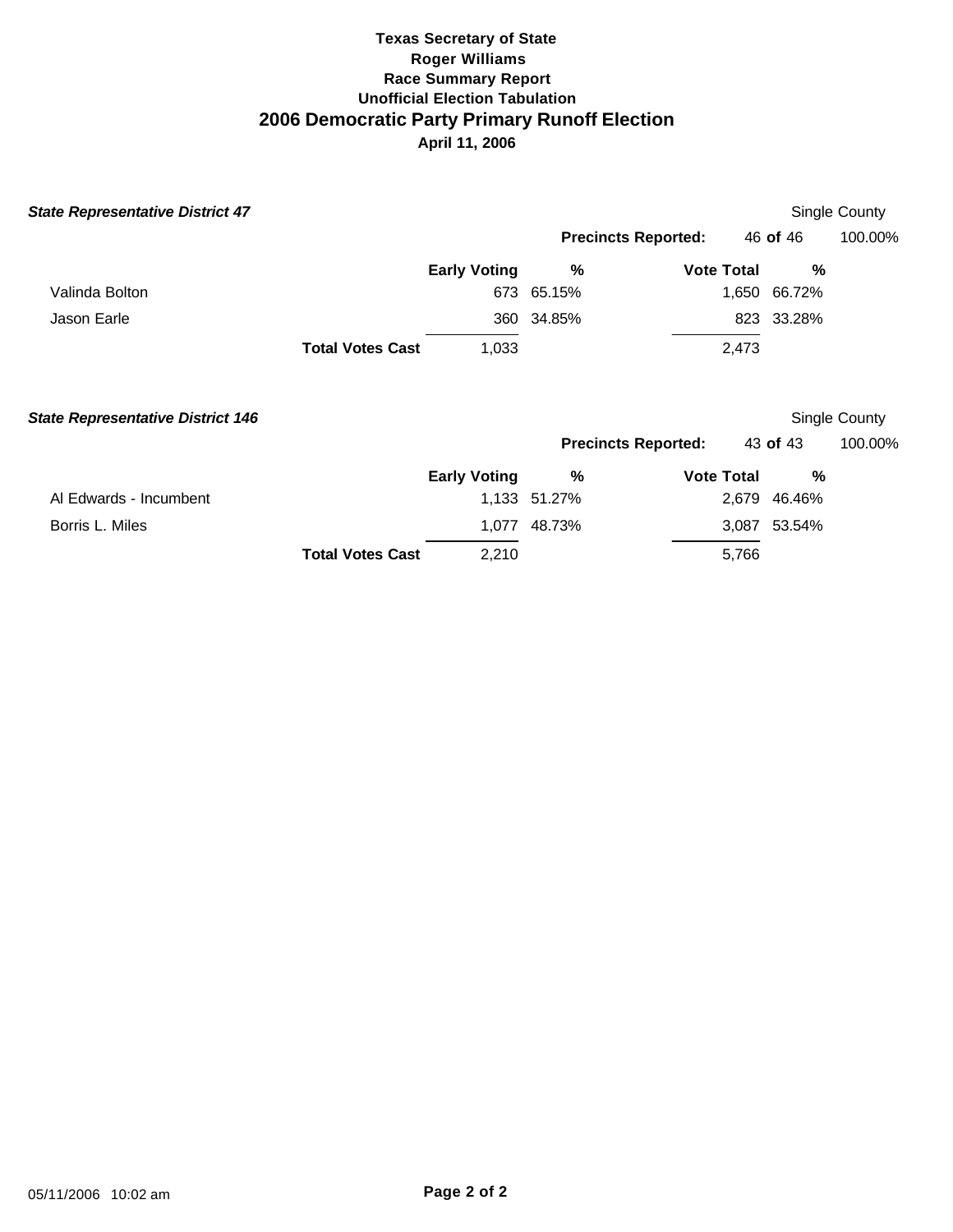# Texas Secretary of State
# Roger Williams
# Race Summary Report
# Unofficial Election Tabulation
# 2006 Democratic Party Primary Runoff Election
**April 11, 2006**

***State Representative District 47*** — Single County

**Precincts Reported:** 46 **of** 46 — 100.00%

| | Early Voting | % | Vote Total | % |
|---|---|---|---|---|
| Valinda Bolton | 673 | 65.15% | 1,650 | 66.72% |
| Jason Earle | 360 | 34.85% | 823 | 33.28% |
| **Total Votes Cast** | 1,033 | | 2,473 | |

***State Representative District 146*** — Single County

**Precincts Reported:** 43 **of** 43 — 100.00%

| | Early Voting | % | Vote Total | % |
|---|---|---|---|---|
| Al Edwards - Incumbent | 1,133 | 51.27% | 2,679 | 46.46% |
| Borris L. Miles | 1,077 | 48.73% | 3,087 | 53.54% |
| **Total Votes Cast** | 2,210 | | 5,766 | |

05/11/2006 10:02 am